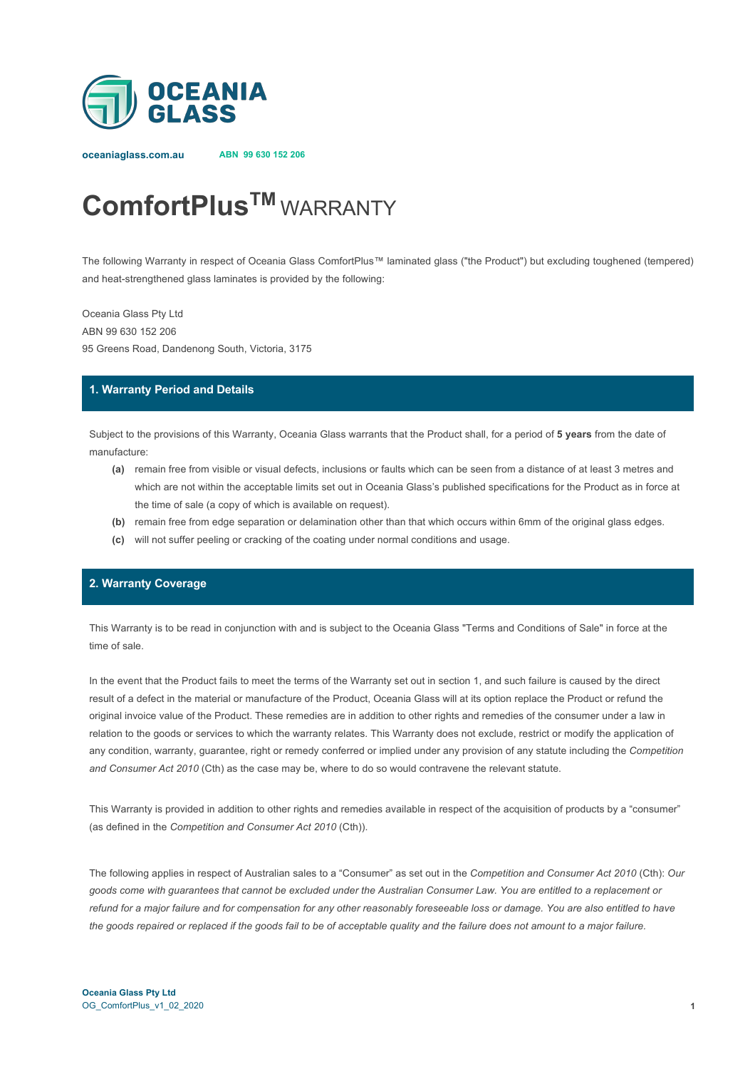**OCEANIA GLASS**

oceaniaglass.com.au ABN 99 630 152 206

# ComfortPlus™ WARRANTY

The following Warranty in respect of Oceania Glass ComfortPlus™ laminated glass ("the Product") but excluding toughened (tempered) and heat-strengthened glass laminates is provided by the following:

Oceania Glass Pty Ltd
ABN 99 630 152 206
95 Greens Road, Dandenong South, Victoria, 3175

## 1. Warranty Period and Details

Subject to the provisions of this Warranty, Oceania Glass warrants that the Product shall, for a period of **5 years** from the date of manufacture:

- **(a)** remain free from visible or visual defects, inclusions or faults which can be seen from a distance of at least 3 metres and which are not within the acceptable limits set out in Oceania Glass's published specifications for the Product as in force at the time of sale (a copy of which is available on request).
- **(b)** remain free from edge separation or delamination other than that which occurs within 6mm of the original glass edges.
- **(c)** will not suffer peeling or cracking of the coating under normal conditions and usage.

## 2. Warranty Coverage

This Warranty is to be read in conjunction with and is subject to the Oceania Glass "Terms and Conditions of Sale" in force at the time of sale.

In the event that the Product fails to meet the terms of the Warranty set out in section 1, and such failure is caused by the direct result of a defect in the material or manufacture of the Product, Oceania Glass will at its option replace the Product or refund the original invoice value of the Product. These remedies are in addition to other rights and remedies of the consumer under a law in relation to the goods or services to which the warranty relates. This Warranty does not exclude, restrict or modify the application of any condition, warranty, guarantee, right or remedy conferred or implied under any provision of any statute including the *Competition and Consumer Act 2010* (Cth) as the case may be, where to do so would contravene the relevant statute.

This Warranty is provided in addition to other rights and remedies available in respect of the acquisition of products by a "consumer" (as defined in the *Competition and Consumer Act 2010* (Cth)).

The following applies in respect of Australian sales to a "Consumer" as set out in the *Competition and Consumer Act 2010* (Cth): *Our goods come with guarantees that cannot be excluded under the Australian Consumer Law. You are entitled to a replacement or refund for a major failure and for compensation for any other reasonably foreseeable loss or damage. You are also entitled to have the goods repaired or replaced if the goods fail to be of acceptable quality and the failure does not amount to a major failure.*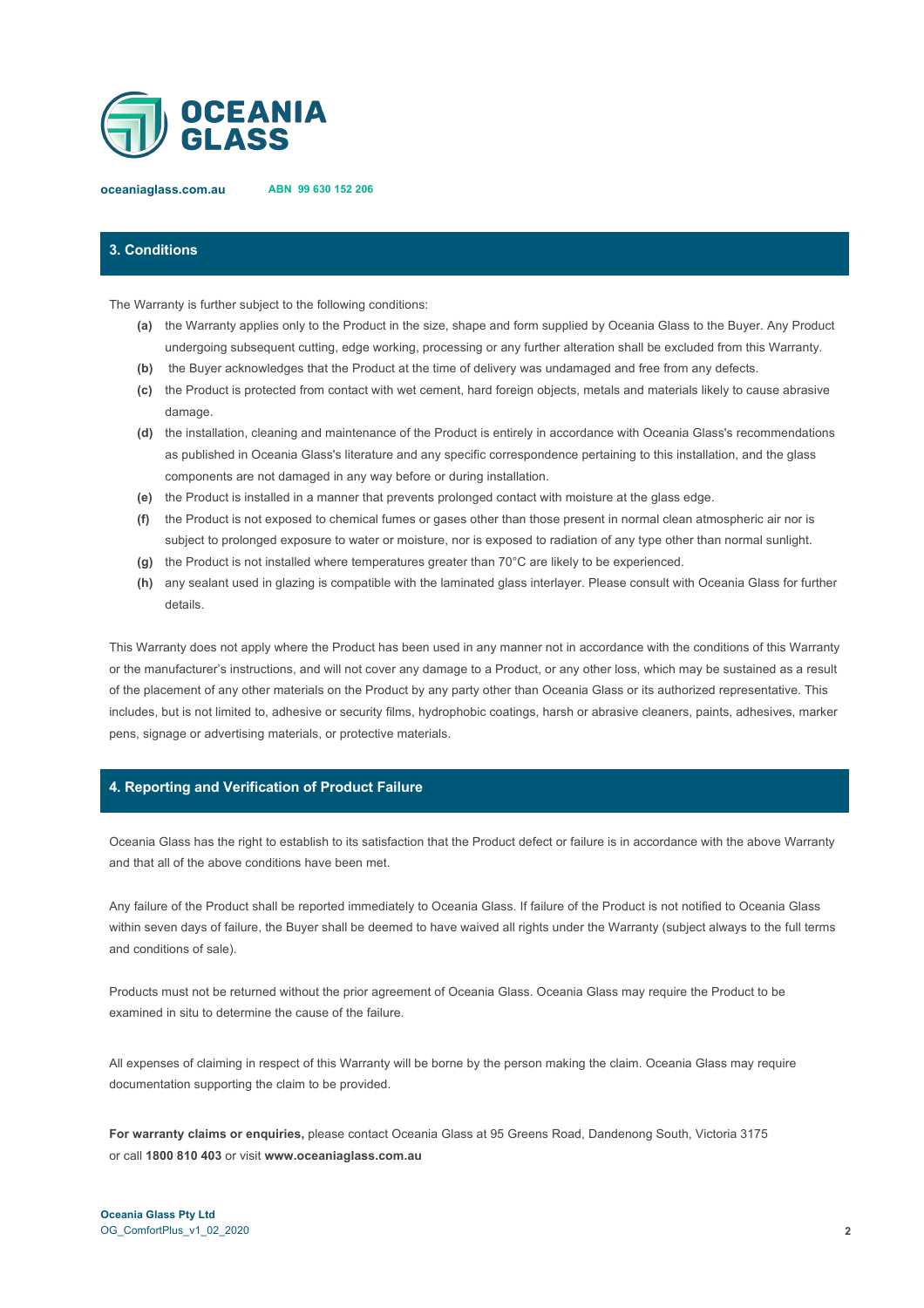## 3. Conditions

The Warranty is further subject to the following conditions:

- **(a)** the Warranty applies only to the Product in the size, shape and form supplied by Oceania Glass to the Buyer. Any Product undergoing subsequent cutting, edge working, processing or any further alteration shall be excluded from this Warranty.
- **(b)** the Buyer acknowledges that the Product at the time of delivery was undamaged and free from any defects.
- **(c)** the Product is protected from contact with wet cement, hard foreign objects, metals and materials likely to cause abrasive damage.
- **(d)** the installation, cleaning and maintenance of the Product is entirely in accordance with Oceania Glass's recommendations as published in Oceania Glass's literature and any specific correspondence pertaining to this installation, and the glass components are not damaged in any way before or during installation.
- **(e)** the Product is installed in a manner that prevents prolonged contact with moisture at the glass edge.
- **(f)** the Product is not exposed to chemical fumes or gases other than those present in normal clean atmospheric air nor is subject to prolonged exposure to water or moisture, nor is exposed to radiation of any type other than normal sunlight.
- **(g)** the Product is not installed where temperatures greater than 70°C are likely to be experienced.
- **(h)** any sealant used in glazing is compatible with the laminated glass interlayer. Please consult with Oceania Glass for further details.

This Warranty does not apply where the Product has been used in any manner not in accordance with the conditions of this Warranty or the manufacturer's instructions, and will not cover any damage to a Product, or any other loss, which may be sustained as a result of the placement of any other materials on the Product by any party other than Oceania Glass or its authorized representative. This includes, but is not limited to, adhesive or security films, hydrophobic coatings, harsh or abrasive cleaners, paints, adhesives, marker pens, signage or advertising materials, or protective materials.

## 4. Reporting and Verification of Product Failure

Oceania Glass has the right to establish to its satisfaction that the Product defect or failure is in accordance with the above Warranty and that all of the above conditions have been met.

Any failure of the Product shall be reported immediately to Oceania Glass. If failure of the Product is not notified to Oceania Glass within seven days of failure, the Buyer shall be deemed to have waived all rights under the Warranty (subject always to the full terms and conditions of sale).

Products must not be returned without the prior agreement of Oceania Glass. Oceania Glass may require the Product to be examined in situ to determine the cause of the failure.

All expenses of claiming in respect of this Warranty will be borne by the person making the claim. Oceania Glass may require documentation supporting the claim to be provided.

**For warranty claims or enquiries,** please contact Oceania Glass at 95 Greens Road, Dandenong South, Victoria 3175 or call **1800 810 403** or visit **www.oceaniaglass.com.au**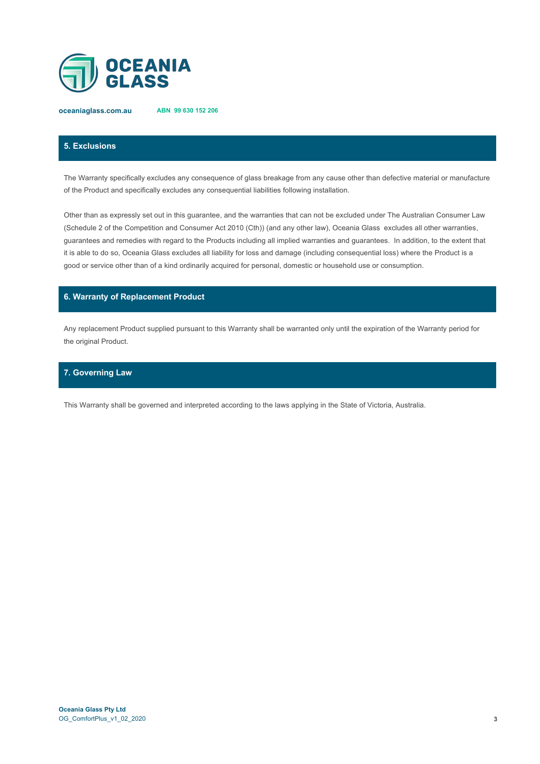## 5. Exclusions

The Warranty specifically excludes any consequence of glass breakage from any cause other than defective material or manufacture of the Product and specifically excludes any consequential liabilities following installation.

Other than as expressly set out in this guarantee, and the warranties that can not be excluded under The Australian Consumer Law (Schedule 2 of the Competition and Consumer Act 2010 (Cth)) (and any other law), Oceania Glass excludes all other warranties, guarantees and remedies with regard to the Products including all implied warranties and guarantees. In addition, to the extent that it is able to do so, Oceania Glass excludes all liability for loss and damage (including consequential loss) where the Product is a good or service other than of a kind ordinarily acquired for personal, domestic or household use or consumption.

## 6. Warranty of Replacement Product

Any replacement Product supplied pursuant to this Warranty shall be warranted only until the expiration of the Warranty period for the original Product.

## 7. Governing Law

This Warranty shall be governed and interpreted according to the laws applying in the State of Victoria, Australia.